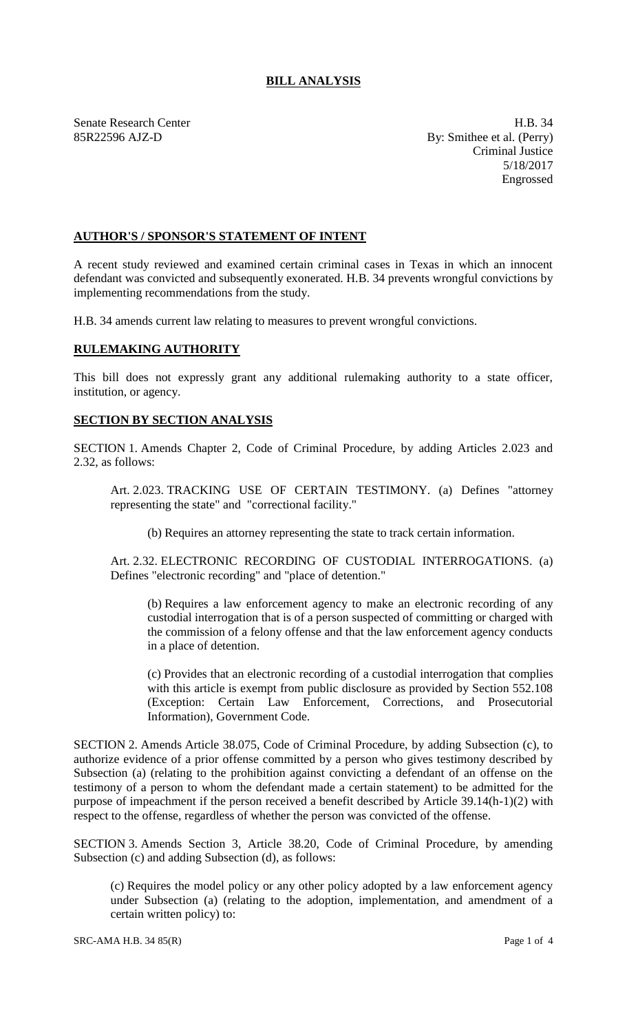# BILL ANALYSIS

Senate Research Center
85R22596 AJZ-D

H.B. 34
By: Smithee et al. (Perry)
Criminal Justice
5/18/2017
Engrossed

## AUTHOR'S / SPONSOR'S STATEMENT OF INTENT

A recent study reviewed and examined certain criminal cases in Texas in which an innocent defendant was convicted and subsequently exonerated. H.B. 34 prevents wrongful convictions by implementing recommendations from the study.

H.B. 34 amends current law relating to measures to prevent wrongful convictions.

## RULEMAKING AUTHORITY

This bill does not expressly grant any additional rulemaking authority to a state officer, institution, or agency.

## SECTION BY SECTION ANALYSIS

SECTION 1. Amends Chapter 2, Code of Criminal Procedure, by adding Articles 2.023 and 2.32, as follows:

Art. 2.023. TRACKING USE OF CERTAIN TESTIMONY. (a) Defines "attorney representing the state" and "correctional facility."

(b) Requires an attorney representing the state to track certain information.

Art. 2.32. ELECTRONIC RECORDING OF CUSTODIAL INTERROGATIONS. (a) Defines "electronic recording" and "place of detention."

(b) Requires a law enforcement agency to make an electronic recording of any custodial interrogation that is of a person suspected of committing or charged with the commission of a felony offense and that the law enforcement agency conducts in a place of detention.

(c) Provides that an electronic recording of a custodial interrogation that complies with this article is exempt from public disclosure as provided by Section 552.108 (Exception: Certain Law Enforcement, Corrections, and Prosecutorial Information), Government Code.

SECTION 2. Amends Article 38.075, Code of Criminal Procedure, by adding Subsection (c), to authorize evidence of a prior offense committed by a person who gives testimony described by Subsection (a) (relating to the prohibition against convicting a defendant of an offense on the testimony of a person to whom the defendant made a certain statement) to be admitted for the purpose of impeachment if the person received a benefit described by Article 39.14(h-1)(2) with respect to the offense, regardless of whether the person was convicted of the offense.

SECTION 3. Amends Section 3, Article 38.20, Code of Criminal Procedure, by amending Subsection (c) and adding Subsection (d), as follows:

(c) Requires the model policy or any other policy adopted by a law enforcement agency under Subsection (a) (relating to the adoption, implementation, and amendment of a certain written policy) to: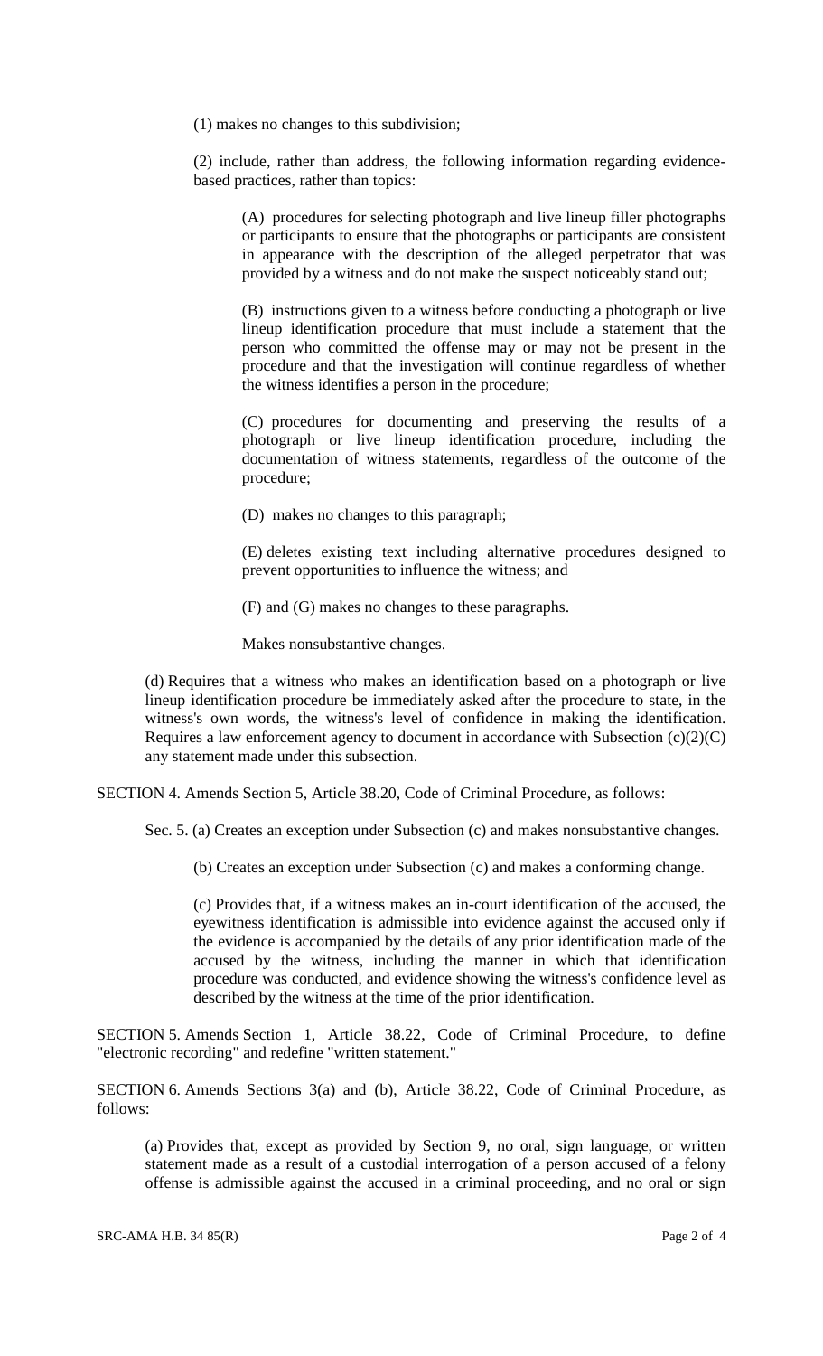(1) makes no changes to this subdivision;

(2) include, rather than address, the following information regarding evidence-based practices, rather than topics:

(A) procedures for selecting photograph and live lineup filler photographs or participants to ensure that the photographs or participants are consistent in appearance with the description of the alleged perpetrator that was provided by a witness and do not make the suspect noticeably stand out;

(B) instructions given to a witness before conducting a photograph or live lineup identification procedure that must include a statement that the person who committed the offense may or may not be present in the procedure and that the investigation will continue regardless of whether the witness identifies a person in the procedure;

(C) procedures for documenting and preserving the results of a photograph or live lineup identification procedure, including the documentation of witness statements, regardless of the outcome of the procedure;

(D) makes no changes to this paragraph;

(E) deletes existing text including alternative procedures designed to prevent opportunities to influence the witness; and

(F) and (G) makes no changes to these paragraphs.

Makes nonsubstantive changes.

(d) Requires that a witness who makes an identification based on a photograph or live lineup identification procedure be immediately asked after the procedure to state, in the witness's own words, the witness's level of confidence in making the identification. Requires a law enforcement agency to document in accordance with Subsection (c)(2)(C) any statement made under this subsection.

SECTION 4. Amends Section 5, Article 38.20, Code of Criminal Procedure, as follows:

Sec. 5. (a) Creates an exception under Subsection (c) and makes nonsubstantive changes.

(b) Creates an exception under Subsection (c) and makes a conforming change.

(c) Provides that, if a witness makes an in-court identification of the accused, the eyewitness identification is admissible into evidence against the accused only if the evidence is accompanied by the details of any prior identification made of the accused by the witness, including the manner in which that identification procedure was conducted, and evidence showing the witness's confidence level as described by the witness at the time of the prior identification.

SECTION 5. Amends Section 1, Article 38.22, Code of Criminal Procedure, to define "electronic recording" and redefine "written statement."

SECTION 6. Amends Sections 3(a) and (b), Article 38.22, Code of Criminal Procedure, as follows:

(a) Provides that, except as provided by Section 9, no oral, sign language, or written statement made as a result of a custodial interrogation of a person accused of a felony offense is admissible against the accused in a criminal proceeding, and no oral or sign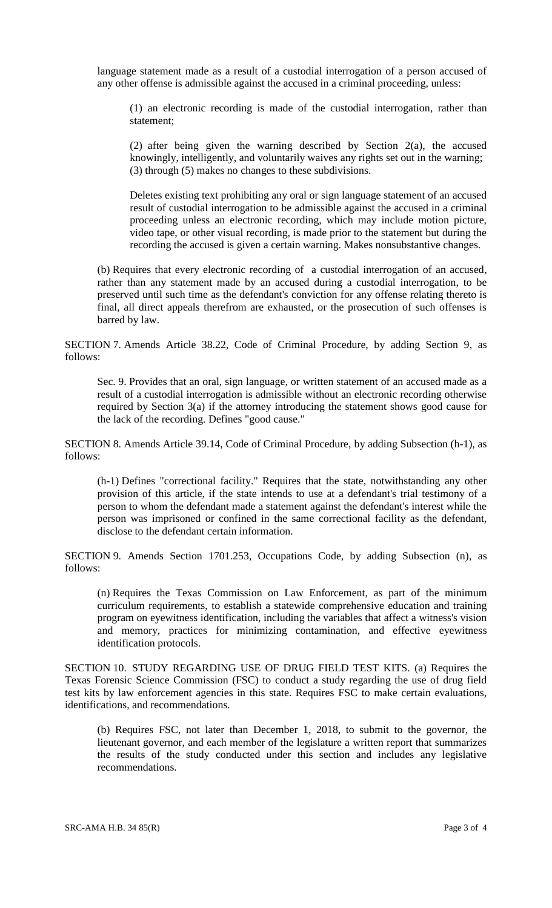language statement made as a result of a custodial interrogation of a person accused of any other offense is admissible against the accused in a criminal proceeding, unless:

(1) an electronic recording is made of the custodial interrogation, rather than statement;

(2) after being given the warning described by Section 2(a), the accused knowingly, intelligently, and voluntarily waives any rights set out in the warning; (3) through (5) makes no changes to these subdivisions.

Deletes existing text prohibiting any oral or sign language statement of an accused result of custodial interrogation to be admissible against the accused in a criminal proceeding unless an electronic recording, which may include motion picture, video tape, or other visual recording, is made prior to the statement but during the recording the accused is given a certain warning. Makes nonsubstantive changes.

(b) Requires that every electronic recording of a custodial interrogation of an accused, rather than any statement made by an accused during a custodial interrogation, to be preserved until such time as the defendant's conviction for any offense relating thereto is final, all direct appeals therefrom are exhausted, or the prosecution of such offenses is barred by law.

SECTION 7. Amends Article 38.22, Code of Criminal Procedure, by adding Section 9, as follows:

Sec. 9. Provides that an oral, sign language, or written statement of an accused made as a result of a custodial interrogation is admissible without an electronic recording otherwise required by Section 3(a) if the attorney introducing the statement shows good cause for the lack of the recording. Defines "good cause."

SECTION 8. Amends Article 39.14, Code of Criminal Procedure, by adding Subsection (h-1), as follows:

(h-1) Defines "correctional facility." Requires that the state, notwithstanding any other provision of this article, if the state intends to use at a defendant's trial testimony of a person to whom the defendant made a statement against the defendant's interest while the person was imprisoned or confined in the same correctional facility as the defendant, disclose to the defendant certain information.

SECTION 9. Amends Section 1701.253, Occupations Code, by adding Subsection (n), as follows:

(n) Requires the Texas Commission on Law Enforcement, as part of the minimum curriculum requirements, to establish a statewide comprehensive education and training program on eyewitness identification, including the variables that affect a witness's vision and memory, practices for minimizing contamination, and effective eyewitness identification protocols.

SECTION 10. STUDY REGARDING USE OF DRUG FIELD TEST KITS. (a) Requires the Texas Forensic Science Commission (FSC) to conduct a study regarding the use of drug field test kits by law enforcement agencies in this state. Requires FSC to make certain evaluations, identifications, and recommendations.

(b) Requires FSC, not later than December 1, 2018, to submit to the governor, the lieutenant governor, and each member of the legislature a written report that summarizes the results of the study conducted under this section and includes any legislative recommendations.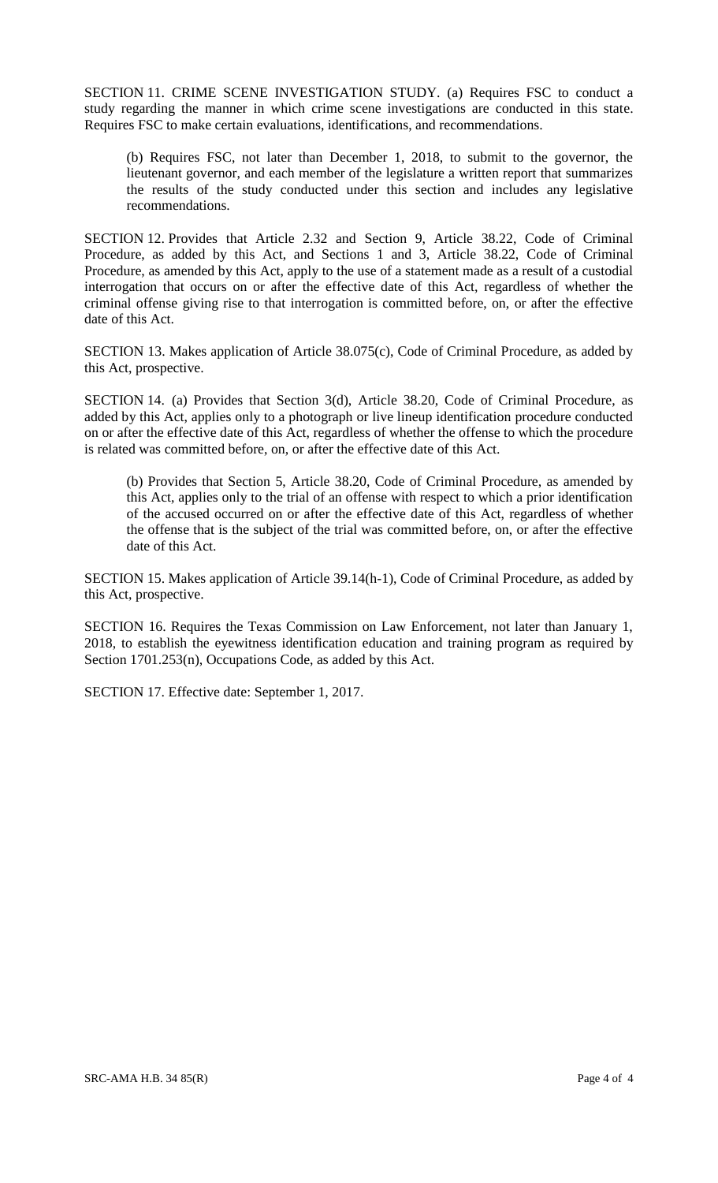SECTION 11. CRIME SCENE INVESTIGATION STUDY. (a) Requires FSC to conduct a study regarding the manner in which crime scene investigations are conducted in this state. Requires FSC to make certain evaluations, identifications, and recommendations.

(b) Requires FSC, not later than December 1, 2018, to submit to the governor, the lieutenant governor, and each member of the legislature a written report that summarizes the results of the study conducted under this section and includes any legislative recommendations.

SECTION 12. Provides that Article 2.32 and Section 9, Article 38.22, Code of Criminal Procedure, as added by this Act, and Sections 1 and 3, Article 38.22, Code of Criminal Procedure, as amended by this Act, apply to the use of a statement made as a result of a custodial interrogation that occurs on or after the effective date of this Act, regardless of whether the criminal offense giving rise to that interrogation is committed before, on, or after the effective date of this Act.

SECTION 13. Makes application of Article 38.075(c), Code of Criminal Procedure, as added by this Act, prospective.

SECTION 14. (a) Provides that Section 3(d), Article 38.20, Code of Criminal Procedure, as added by this Act, applies only to a photograph or live lineup identification procedure conducted on or after the effective date of this Act, regardless of whether the offense to which the procedure is related was committed before, on, or after the effective date of this Act.

(b) Provides that Section 5, Article 38.20, Code of Criminal Procedure, as amended by this Act, applies only to the trial of an offense with respect to which a prior identification of the accused occurred on or after the effective date of this Act, regardless of whether the offense that is the subject of the trial was committed before, on, or after the effective date of this Act.

SECTION 15. Makes application of Article 39.14(h-1), Code of Criminal Procedure, as added by this Act, prospective.

SECTION 16. Requires the Texas Commission on Law Enforcement, not later than January 1, 2018, to establish the eyewitness identification education and training program as required by Section 1701.253(n), Occupations Code, as added by this Act.

SECTION 17. Effective date: September 1, 2017.